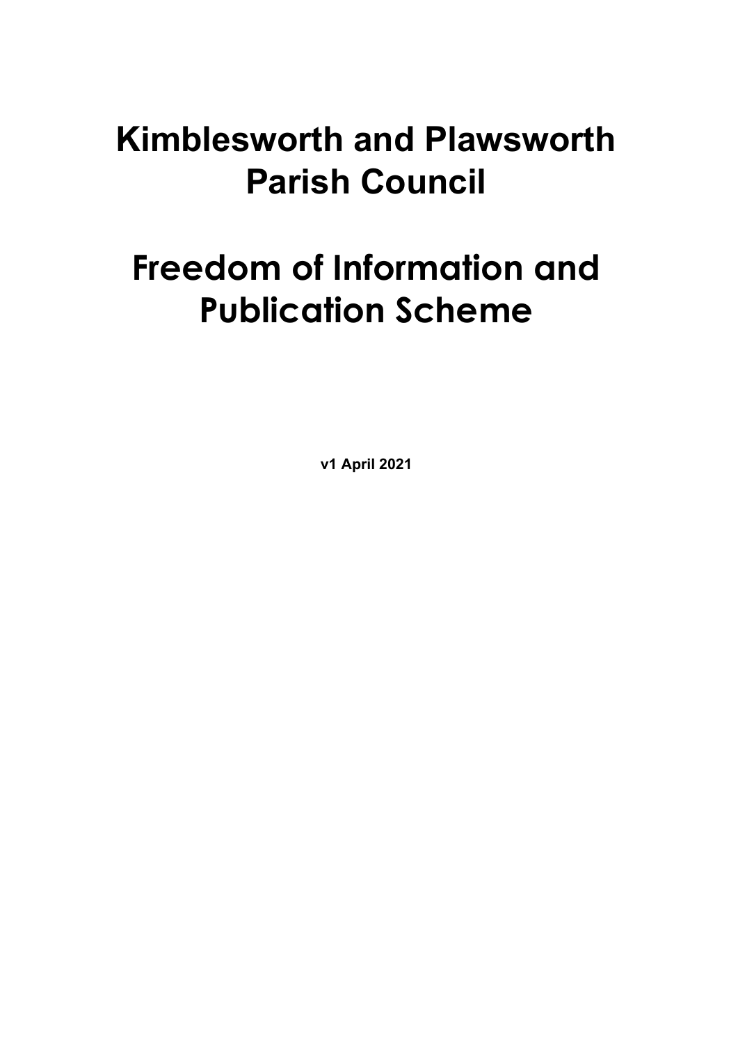# Kimblesworth and Plawsworth Parish Council

# Freedom of Information and Publication Scheme

**v1 April 2021**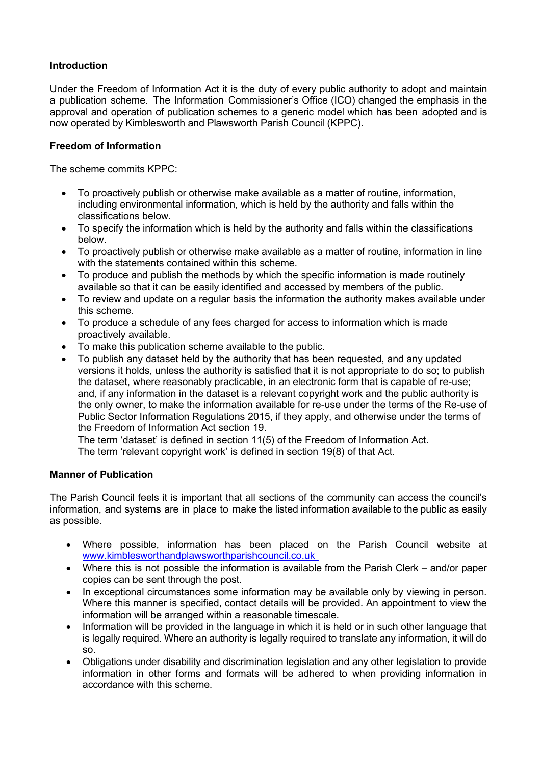**Introduction**

Under the Freedom of Information Act it is the duty of every public authority to adopt and maintain a publication scheme. The Information Commissioner's Office (ICO) changed the emphasis in the approval and operation of publication schemes to a generic model which has been adopted and is now operated by Kimblesworth and Plawsworth Parish Council (KPPC).

**Freedom of Information**

The scheme commits KPPC:

- To proactively publish or otherwise make available as a matter of routine, information, including environmental information, which is held by the authority and falls within the classifications below.
- To specify the information which is held by the authority and falls within the classifications below.
- To proactively publish or otherwise make available as a matter of routine, information in line with the statements contained within this scheme.
- To produce and publish the methods by which the specific information is made routinely available so that it can be easily identified and accessed by members of the public.
- To review and update on a regular basis the information the authority makes available under this scheme.
- To produce a schedule of any fees charged for access to information which is made proactively available.
- To make this publication scheme available to the public.
- To publish any dataset held by the authority that has been requested, and any updated versions it holds, unless the authority is satisfied that it is not appropriate to do so; to publish the dataset, where reasonably practicable, in an electronic form that is capable of re-use; and, if any information in the dataset is a relevant copyright work and the public authority is the only owner, to make the information available for re-use under the terms of the Re-use of Public Sector Information Regulations 2015, if they apply, and otherwise under the terms of the Freedom of Information Act section 19.
  The term 'dataset' is defined in section 11(5) of the Freedom of Information Act.
  The term 'relevant copyright work' is defined in section 19(8) of that Act.

**Manner of Publication**

The Parish Council feels it is important that all sections of the community can access the council's information, and systems are in place to make the listed information available to the public as easily as possible.

- Where possible, information has been placed on the Parish Council website at www.kimblesworthandplawsworthparishcouncil.co.uk
- Where this is not possible the information is available from the Parish Clerk – and/or paper copies can be sent through the post.
- In exceptional circumstances some information may be available only by viewing in person. Where this manner is specified, contact details will be provided. An appointment to view the information will be arranged within a reasonable timescale.
- Information will be provided in the language in which it is held or in such other language that is legally required. Where an authority is legally required to translate any information, it will do so.
- Obligations under disability and discrimination legislation and any other legislation to provide information in other forms and formats will be adhered to when providing information in accordance with this scheme.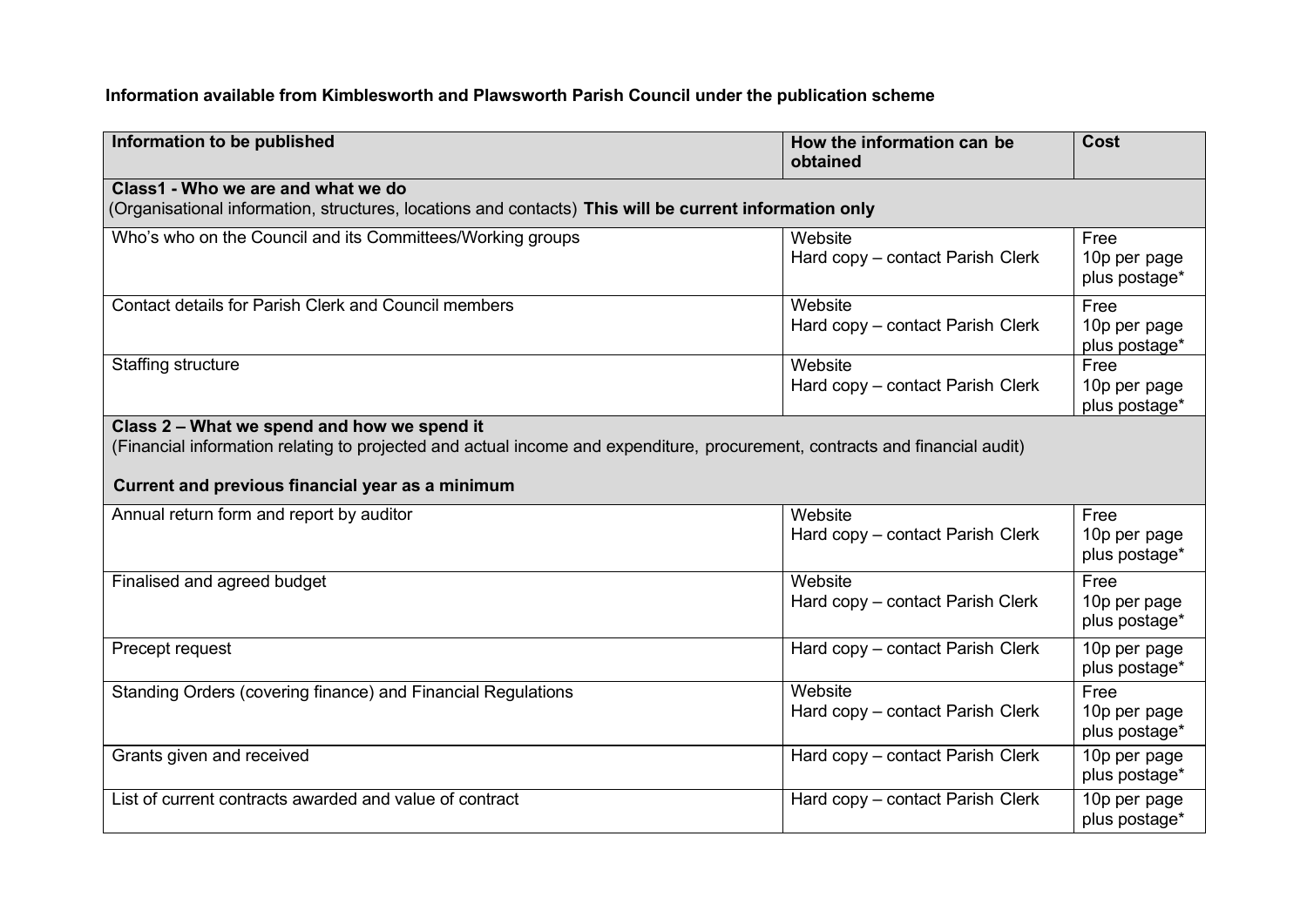**Information available from Kimblesworth and Plawsworth Parish Council under the publication scheme**

| Information to be published | How the information can be obtained | Cost |
|---|---|---|
| **Class1 - Who we are and what we do**<br>(Organisational information, structures, locations and contacts) **This will be current information only** | | |
| Who's who on the Council and its Committees/Working groups | Website<br>Hard copy – contact Parish Clerk | Free<br>10p per page plus postage* |
| Contact details for Parish Clerk and Council members | Website<br>Hard copy – contact Parish Clerk | Free<br>10p per page plus postage* |
| Staffing structure | Website<br>Hard copy – contact Parish Clerk | Free<br>10p per page plus postage* |
| **Class 2 – What we spend and how we spend it**<br>(Financial information relating to projected and actual income and expenditure, procurement, contracts and financial audit)<br>**Current and previous financial year as a minimum** | | |
| Annual return form and report by auditor | Website<br>Hard copy – contact Parish Clerk | Free<br>10p per page plus postage* |
| Finalised and agreed budget | Website<br>Hard copy – contact Parish Clerk | Free<br>10p per page plus postage* |
| Precept request | Hard copy – contact Parish Clerk | 10p per page plus postage* |
| Standing Orders (covering finance) and Financial Regulations | Website<br>Hard copy – contact Parish Clerk | Free<br>10p per page plus postage* |
| Grants given and received | Hard copy – contact Parish Clerk | 10p per page plus postage* |
| List of current contracts awarded and value of contract | Hard copy – contact Parish Clerk | 10p per page plus postage* |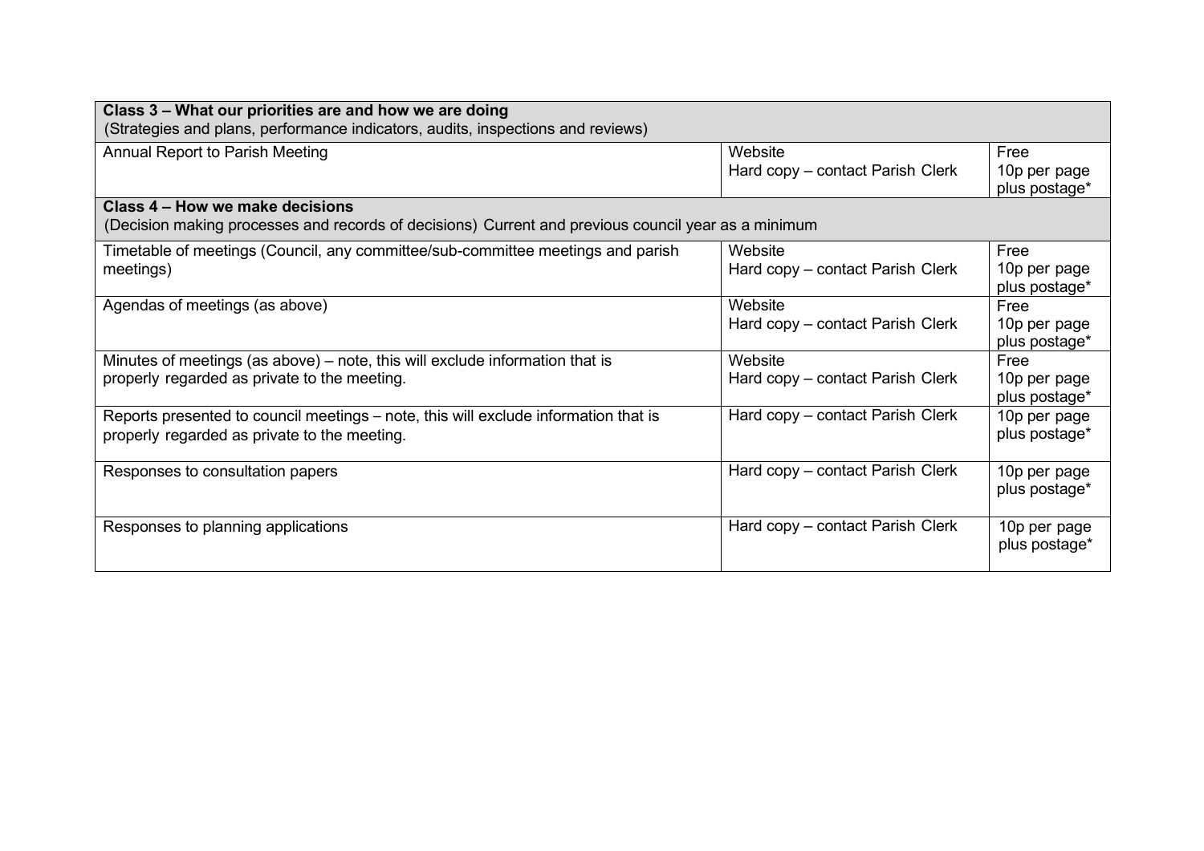| **Class 3 – What our priorities are and how we are doing**<br>(Strategies and plans, performance indicators, audits, inspections and reviews) | | |
|---|---|---|
| Annual Report to Parish Meeting | Website<br>Hard copy – contact Parish Clerk | Free<br>10p per page plus postage* |
| **Class 4 – How we make decisions**<br>(Decision making processes and records of decisions) Current and previous council year as a minimum | | |
| Timetable of meetings (Council, any committee/sub-committee meetings and parish meetings) | Website<br>Hard copy – contact Parish Clerk | Free<br>10p per page plus postage* |
| Agendas of meetings (as above) | Website<br>Hard copy – contact Parish Clerk | Free<br>10p per page plus postage* |
| Minutes of meetings (as above) – note, this will exclude information that is properly regarded as private to the meeting. | Website<br>Hard copy – contact Parish Clerk | Free<br>10p per page plus postage* |
| Reports presented to council meetings – note, this will exclude information that is properly regarded as private to the meeting. | Hard copy – contact Parish Clerk | 10p per page plus postage* |
| Responses to consultation papers | Hard copy – contact Parish Clerk | 10p per page plus postage* |
| Responses to planning applications | Hard copy – contact Parish Clerk | 10p per page plus postage* |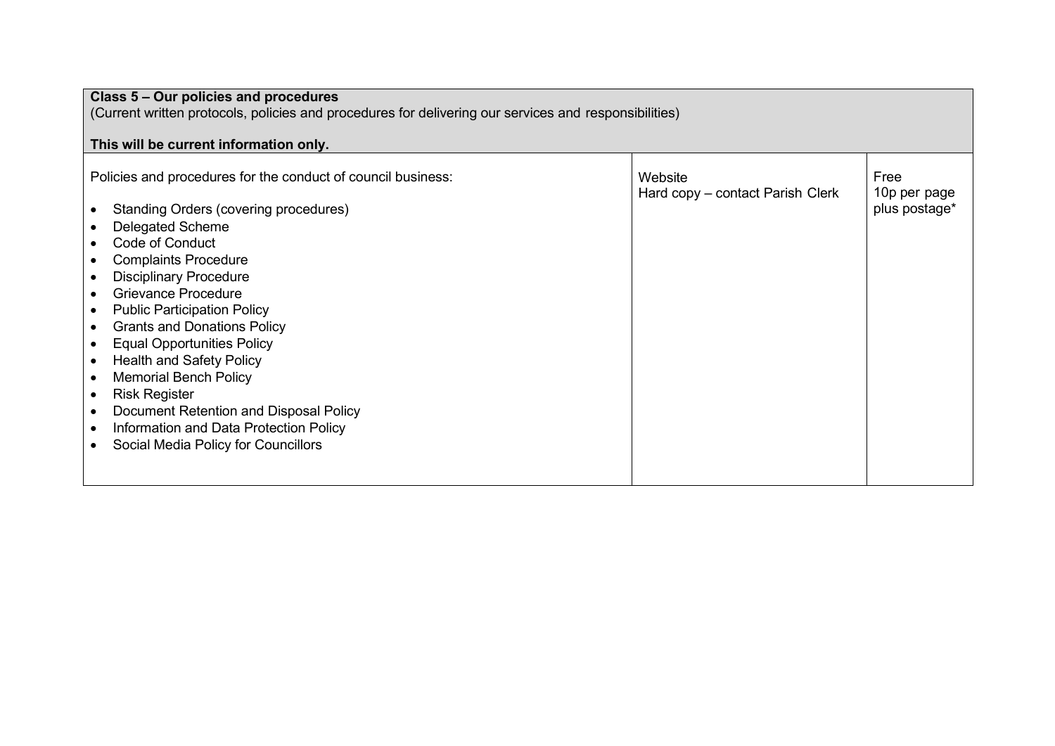| **Class 5 – Our policies and procedures**<br>(Current written protocols, policies and procedures for delivering our services and responsibilities)<br><br>**This will be current information only.** | | |
|---|---|---|
| Policies and procedures for the conduct of council business:<br><br>• Standing Orders (covering procedures)<br>• Delegated Scheme<br>• Code of Conduct<br>• Complaints Procedure<br>• Disciplinary Procedure<br>• Grievance Procedure<br>• Public Participation Policy<br>• Grants and Donations Policy<br>• Equal Opportunities Policy<br>• Health and Safety Policy<br>• Memorial Bench Policy<br>• Risk Register<br>• Document Retention and Disposal Policy<br>• Information and Data Protection Policy<br>• Social Media Policy for Councillors | Website<br>Hard copy – contact Parish Clerk | Free<br>10p per page plus postage* |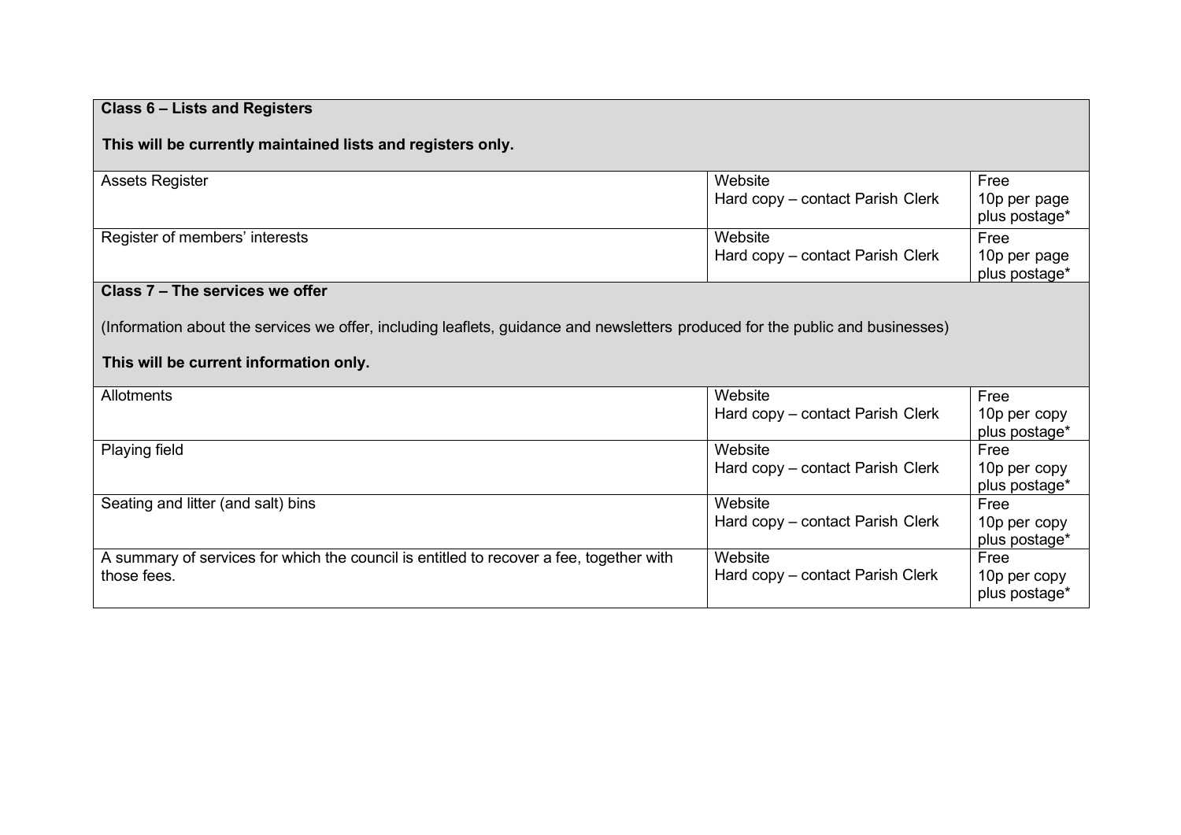| **Class 6 – Lists and Registers**<br><br>**This will be currently maintained lists and registers only.** | | |
|---|---|---|
| Assets Register | Website<br>Hard copy – contact Parish Clerk | Free<br>10p per page plus postage* |
| Register of members' interests | Website<br>Hard copy – contact Parish Clerk | Free<br>10p per page plus postage* |
| **Class 7 – The services we offer**<br><br>(Information about the services we offer, including leaflets, guidance and newsletters produced for the public and businesses)<br><br>**This will be current information only.** | | |
| Allotments | Website<br>Hard copy – contact Parish Clerk | Free<br>10p per copy plus postage* |
| Playing field | Website<br>Hard copy – contact Parish Clerk | Free<br>10p per copy plus postage* |
| Seating and litter (and salt) bins | Website<br>Hard copy – contact Parish Clerk | Free<br>10p per copy plus postage* |
| A summary of services for which the council is entitled to recover a fee, together with those fees. | Website<br>Hard copy – contact Parish Clerk | Free<br>10p per copy plus postage* |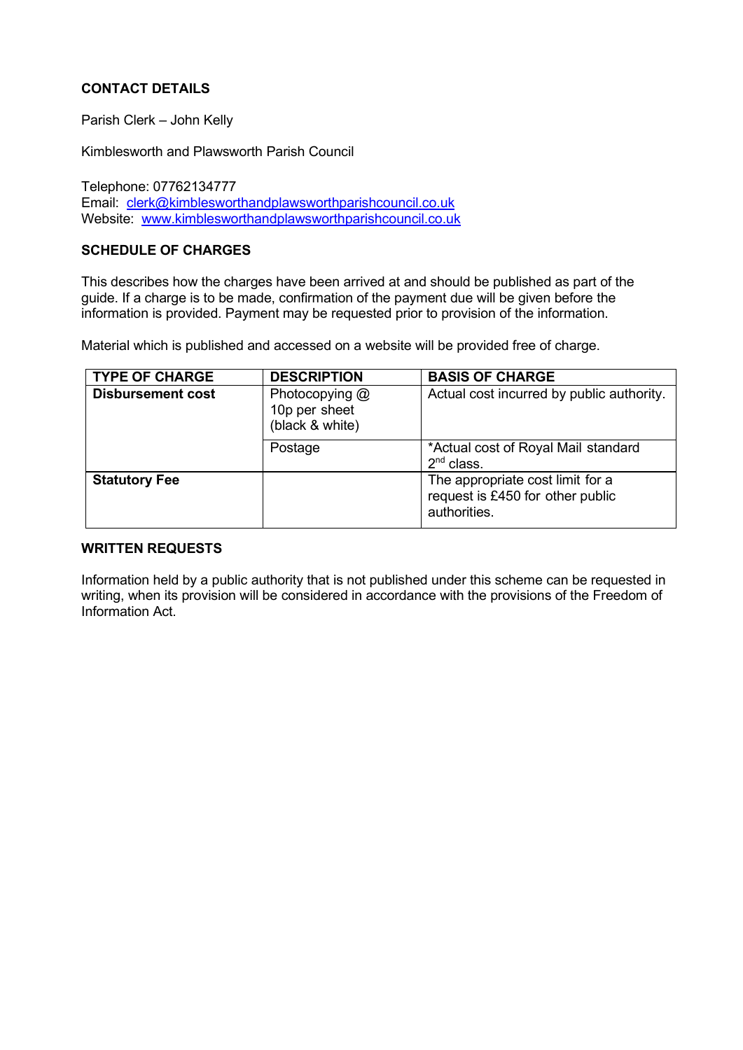## CONTACT DETAILS

Parish Clerk – John Kelly

Kimblesworth and Plawsworth Parish Council

Telephone: 07762134777
Email: clerk@kimblesworthandplawsworthparishcouncil.co.uk
Website: www.kimblesworthandplawsworthparishcouncil.co.uk

## SCHEDULE OF CHARGES

This describes how the charges have been arrived at and should be published as part of the guide. If a charge is to be made, confirmation of the payment due will be given before the information is provided. Payment may be requested prior to provision of the information.

Material which is published and accessed on a website will be provided free of charge.

| TYPE OF CHARGE | DESCRIPTION | BASIS OF CHARGE |
|---|---|---|
| **Disbursement cost** | Photocopying @ 10p per sheet (black & white) | Actual cost incurred by public authority. |
| | Postage | *Actual cost of Royal Mail standard 2nd class. |
| **Statutory Fee** | | The appropriate cost limit for a request is £450 for other public authorities. |

## WRITTEN REQUESTS

Information held by a public authority that is not published under this scheme can be requested in writing, when its provision will be considered in accordance with the provisions of the Freedom of Information Act.